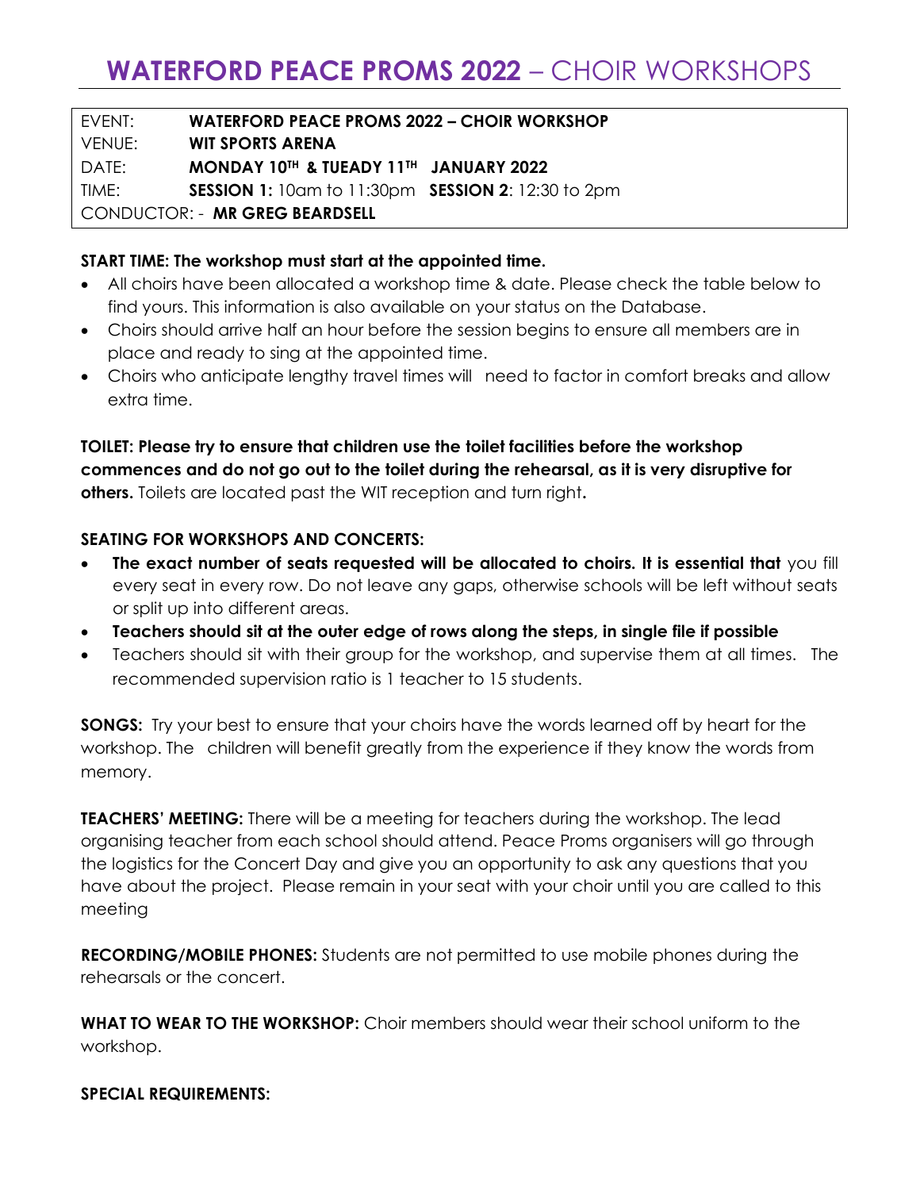# **WATERFORD PEACE PROMS 2022** – CHOIR WORKSHOPS

| EVENT: | **WATERFORD PEACE PROMS 2022 – CHOIR WORKSHOP** |
|---|---|
| VENUE: | **WIT SPORTS ARENA** |
| DATE: | **MONDAY 10TH & TUEADY 11TH JANUARY 2022** |
| TIME: | **SESSION 1:** 10am to 11:30pm **SESSION 2**: 12:30 to 2pm |
| CONDUCTOR: - **MR GREG BEARDSELL** | |

**START TIME: The workshop must start at the appointed time.**

- All choirs have been allocated a workshop time & date. Please check the table below to find yours. This information is also available on your status on the Database.
- Choirs should arrive half an hour before the session begins to ensure all members are in place and ready to sing at the appointed time.
- Choirs who anticipate lengthy travel times will need to factor in comfort breaks and allow extra time.

**TOILET: Please try to ensure that children use the toilet facilities before the workshop commences and do not go out to the toilet during the rehearsal, as it is very disruptive for others.** Toilets are located past the WIT reception and turn right**.**

**SEATING FOR WORKSHOPS AND CONCERTS:**

- **The exact number of seats requested will be allocated to choirs. It is essential that** you fill every seat in every row. Do not leave any gaps, otherwise schools will be left without seats or split up into different areas.
- **Teachers should sit at the outer edge of rows along the steps, in single file if possible**
- Teachers should sit with their group for the workshop, and supervise them at all times. The recommended supervision ratio is 1 teacher to 15 students.

**SONGS:** Try your best to ensure that your choirs have the words learned off by heart for the workshop. The children will benefit greatly from the experience if they know the words from memory.

**TEACHERS' MEETING:** There will be a meeting for teachers during the workshop. The lead organising teacher from each school should attend. Peace Proms organisers will go through the logistics for the Concert Day and give you an opportunity to ask any questions that you have about the project. Please remain in your seat with your choir until you are called to this meeting

**RECORDING/MOBILE PHONES:** Students are not permitted to use mobile phones during the rehearsals or the concert.

**WHAT TO WEAR TO THE WORKSHOP:** Choir members should wear their school uniform to the workshop.

**SPECIAL REQUIREMENTS:**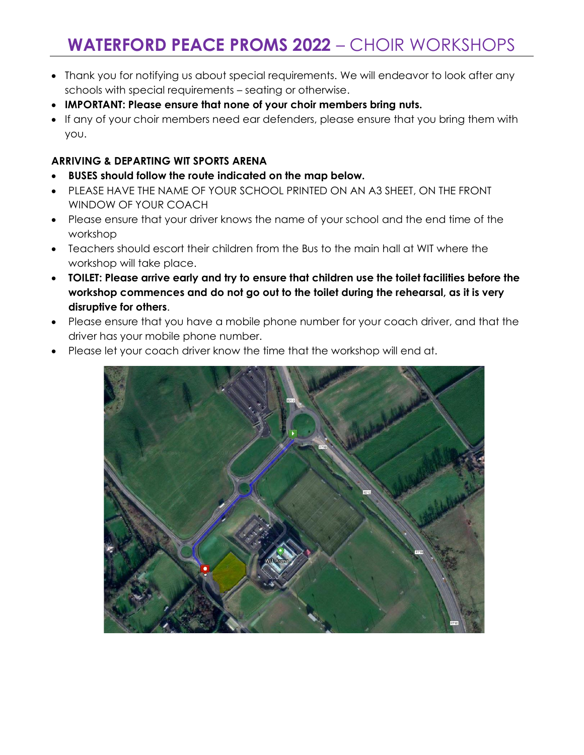# **WATERFORD PEACE PROMS 2022** – CHOIR WORKSHOPS

- Thank you for notifying us about special requirements. We will endeavor to look after any schools with special requirements – seating or otherwise.
- **IMPORTANT: Please ensure that none of your choir members bring nuts.**
- If any of your choir members need ear defenders, please ensure that you bring them with you.

**ARRIVING & DEPARTING WIT SPORTS ARENA**

- **BUSES should follow the route indicated on the map below.**
- PLEASE HAVE THE NAME OF YOUR SCHOOL PRINTED ON AN A3 SHEET, ON THE FRONT WINDOW OF YOUR COACH
- Please ensure that your driver knows the name of your school and the end time of the workshop
- Teachers should escort their children from the Bus to the main hall at WIT where the workshop will take place.
- **TOILET: Please arrive early and try to ensure that children use the toilet facilities before the workshop commences and do not go out to the toilet during the rehearsal, as it is very disruptive for others**.
- Please ensure that you have a mobile phone number for your coach driver, and that the driver has your mobile phone number.
- Please let your coach driver know the time that the workshop will end at.

R710

WIT Arena